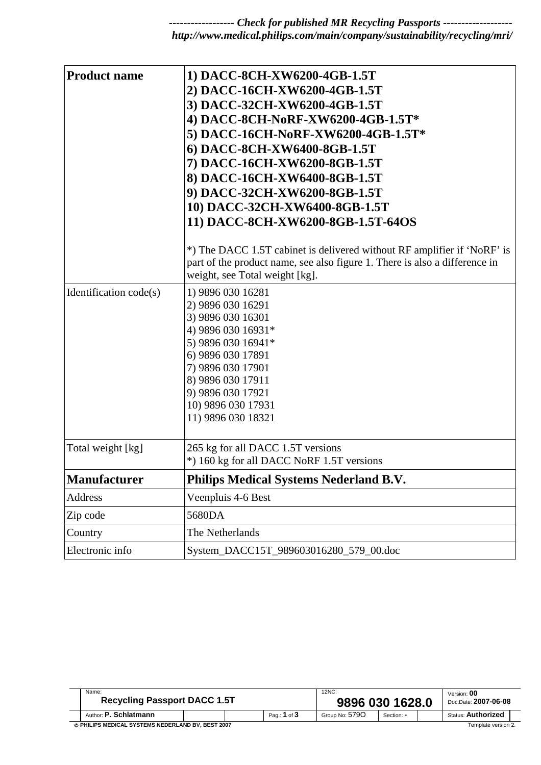------------------ *Check for published MR Recycling Passports* ------------------
*http://www.medical.philips.com/main/company/sustainability/recycling/mri/*

| **Product name** | **1) DACC-8CH-XW6200-4GB-1.5T**<br>**2) DACC-16CH-XW6200-4GB-1.5T**<br>**3) DACC-32CH-XW6200-4GB-1.5T**<br>**4) DACC-8CH-NoRF-XW6200-4GB-1.5T***<br>**5) DACC-16CH-NoRF-XW6200-4GB-1.5T***<br>**6) DACC-8CH-XW6400-8GB-1.5T**<br>**7) DACC-16CH-XW6200-8GB-1.5T**<br>**8) DACC-16CH-XW6400-8GB-1.5T**<br>**9) DACC-32CH-XW6200-8GB-1.5T**<br>**10) DACC-32CH-XW6400-8GB-1.5T**<br>**11) DACC-8CH-XW6200-8GB-1.5T-64OS**<br><br>*) The DACC 1.5T cabinet is delivered without RF amplifier if 'NoRF' is part of the product name, see also figure 1. There is also a difference in weight, see Total weight [kg]. |
|---|---|
| Identification code(s) | 1) 9896 030 16281<br>2) 9896 030 16291<br>3) 9896 030 16301<br>4) 9896 030 16931*<br>5) 9896 030 16941*<br>6) 9896 030 17891<br>7) 9896 030 17901<br>8) 9896 030 17911<br>9) 9896 030 17921<br>10) 9896 030 17931<br>11) 9896 030 18321 |
| Total weight [kg] | 265 kg for all DACC 1.5T versions<br>*) 160 kg for all DACC NoRF 1.5T versions |
| **Manufacturer** | **Philips Medical Systems Nederland B.V.** |
| Address | Veenpluis 4-6 Best |
| Zip code | 5680DA |
| Country | The Netherlands |
| Electronic info | System_DACC15T_989603016280_579_00.doc |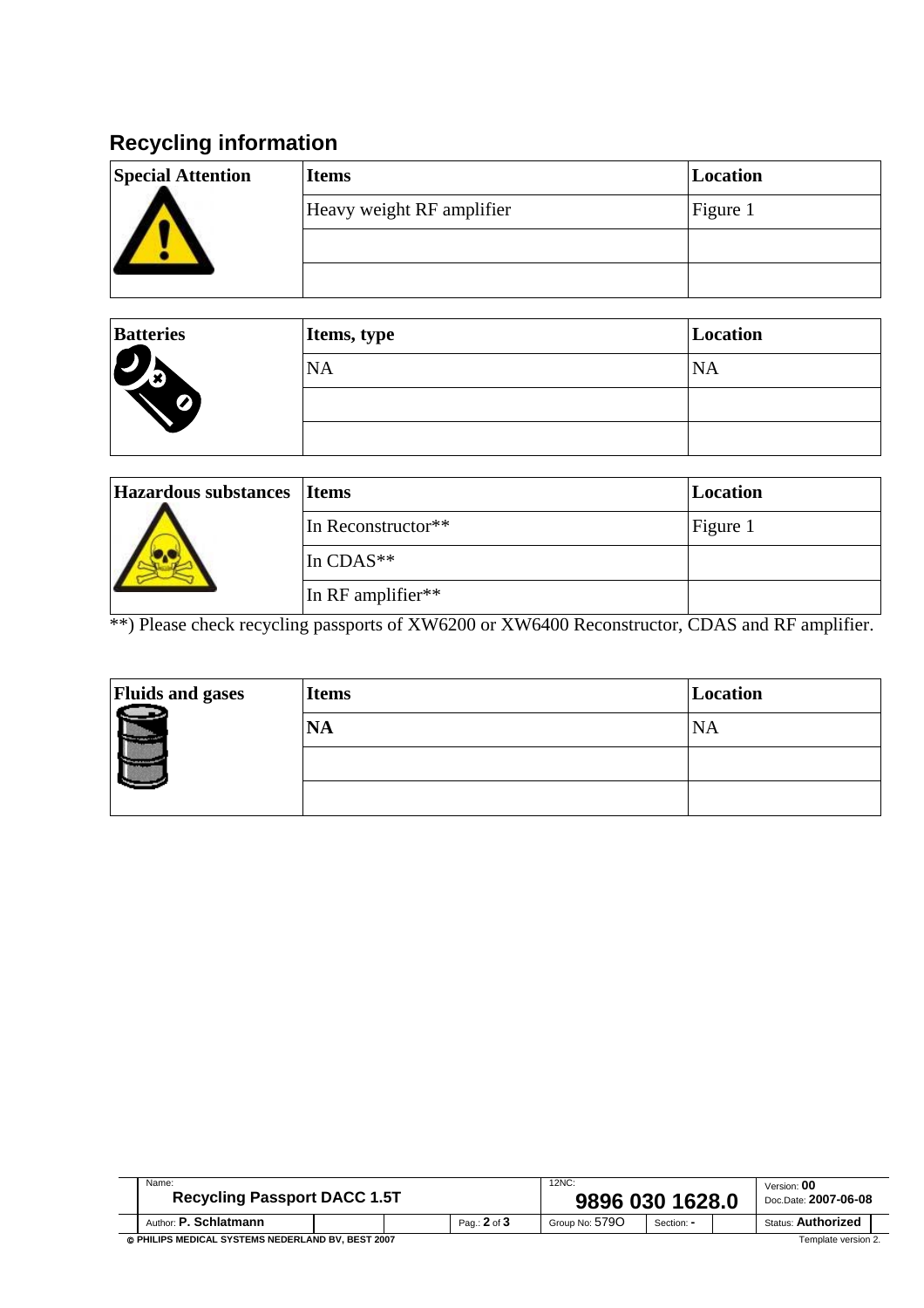## Recycling information

| Special Attention | Items | Location |
|---|---|---|
| | Heavy weight RF amplifier | Figure 1 |
| | | |
| | | |

| Batteries | Items, type | Location |
|---|---|---|
| | NA | NA |
| | | |
| | | |

| Hazardous substances | Items | Location |
|---|---|---|
| | In Reconstructor** | Figure 1 |
| | In CDAS** | |
| | In RF amplifier** | |

**) Please check recycling passports of XW6200 or XW6400 Reconstructor, CDAS and RF amplifier.

| Fluids and gases | Items | Location |
|---|---|---|
| | **NA** | NA |
| | | |
| | | |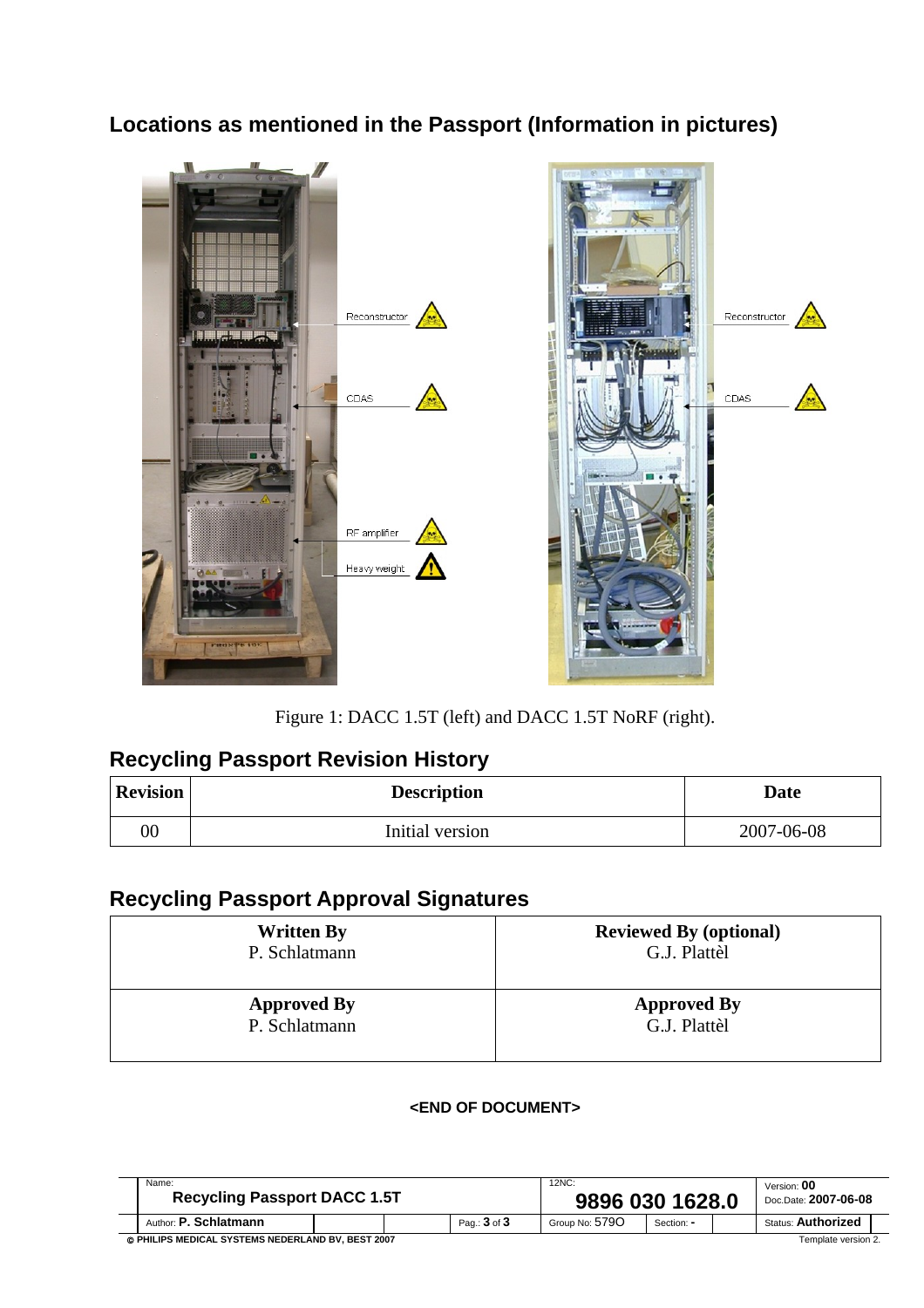## Locations as mentioned in the Passport (Information in pictures)

Reconstructor

CDAS

RF amplifier

Heavy weight

Reconstructor

CDAS

Figure 1: DACC 1.5T (left) and DACC 1.5T NoRF (right).

## Recycling Passport Revision History

| Revision | Description | Date |
|---|---|---|
| 00 | Initial version | 2007-06-08 |

## Recycling Passport Approval Signatures

| | |
|---|---|
| **Written By**<br>P. Schlatmann | **Reviewed By (optional)**<br>G.J. Plattèl |
| **Approved By**<br>P. Schlatmann | **Approved By**<br>G.J. Plattèl |

**<END OF DOCUMENT>**